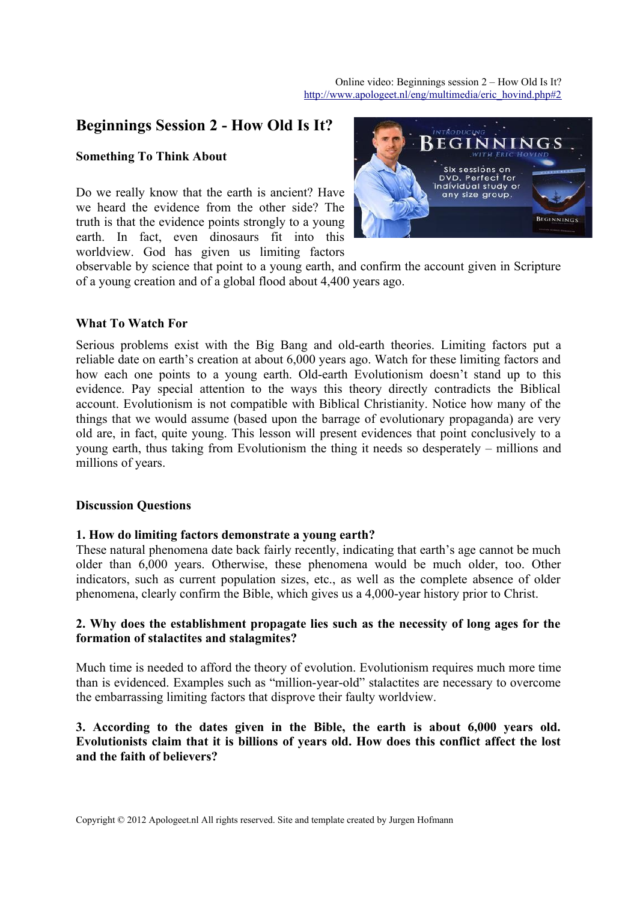Online video: Beginnings session 2 – How Old Is It?
http://www.apologeet.nl/eng/multimedia/eric_hovind.php#2

# Beginnings Session 2 - How Old Is It?

### Something To Think About

Do we really know that the earth is ancient? Have we heard the evidence from the other side? The truth is that the evidence points strongly to a young earth. In fact, even dinosaurs fit into this worldview. God has given us limiting factors observable by science that point to a young earth, and confirm the account given in Scripture of a young creation and of a global flood about 4,400 years ago.

### What To Watch For

Serious problems exist with the Big Bang and old-earth theories. Limiting factors put a reliable date on earth's creation at about 6,000 years ago. Watch for these limiting factors and how each one points to a young earth. Old-earth Evolutionism doesn't stand up to this evidence. Pay special attention to the ways this theory directly contradicts the Biblical account. Evolutionism is not compatible with Biblical Christianity. Notice how many of the things that we would assume (based upon the barrage of evolutionary propaganda) are very old are, in fact, quite young. This lesson will present evidences that point conclusively to a young earth, thus taking from Evolutionism the thing it needs so desperately – millions and millions of years.

### Discussion Questions

**1. How do limiting factors demonstrate a young earth?**

These natural phenomena date back fairly recently, indicating that earth's age cannot be much older than 6,000 years. Otherwise, these phenomena would be much older, too. Other indicators, such as current population sizes, etc., as well as the complete absence of older phenomena, clearly confirm the Bible, which gives us a 4,000-year history prior to Christ.

**2. Why does the establishment propagate lies such as the necessity of long ages for the formation of stalactites and stalagmites?**

Much time is needed to afford the theory of evolution. Evolutionism requires much more time than is evidenced. Examples such as "million-year-old" stalactites are necessary to overcome the embarrassing limiting factors that disprove their faulty worldview.

**3. According to the dates given in the Bible, the earth is about 6,000 years old. Evolutionists claim that it is billions of years old. How does this conflict affect the lost and the faith of believers?**

Copyright © 2012 Apologeet.nl All rights reserved. Site and template created by Jurgen Hofmann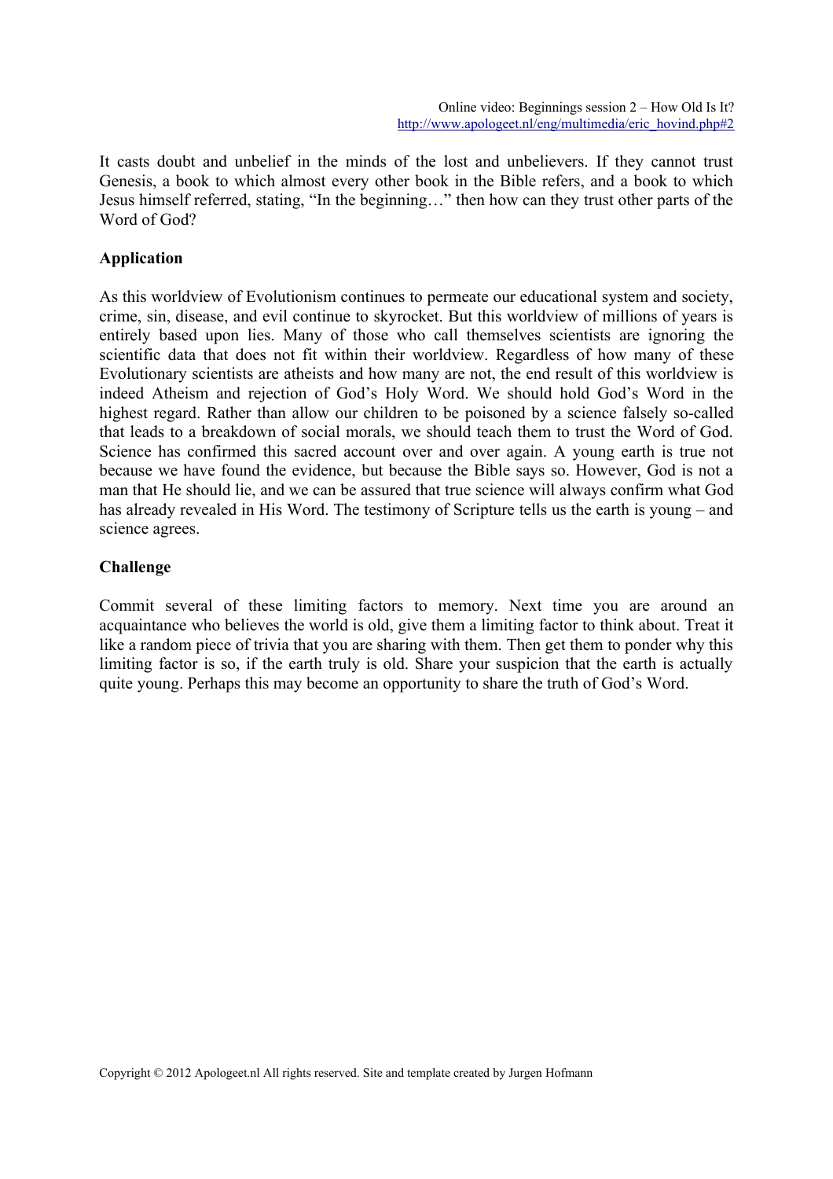It casts doubt and unbelief in the minds of the lost and unbelievers. If they cannot trust Genesis, a book to which almost every other book in the Bible refers, and a book to which Jesus himself referred, stating, "In the beginning…" then how can they trust other parts of the Word of God?

**Application**

As this worldview of Evolutionism continues to permeate our educational system and society, crime, sin, disease, and evil continue to skyrocket. But this worldview of millions of years is entirely based upon lies. Many of those who call themselves scientists are ignoring the scientific data that does not fit within their worldview. Regardless of how many of these Evolutionary scientists are atheists and how many are not, the end result of this worldview is indeed Atheism and rejection of God's Holy Word. We should hold God's Word in the highest regard. Rather than allow our children to be poisoned by a science falsely so-called that leads to a breakdown of social morals, we should teach them to trust the Word of God. Science has confirmed this sacred account over and over again. A young earth is true not because we have found the evidence, but because the Bible says so. However, God is not a man that He should lie, and we can be assured that true science will always confirm what God has already revealed in His Word. The testimony of Scripture tells us the earth is young – and science agrees.

**Challenge**

Commit several of these limiting factors to memory. Next time you are around an acquaintance who believes the world is old, give them a limiting factor to think about. Treat it like a random piece of trivia that you are sharing with them. Then get them to ponder why this limiting factor is so, if the earth truly is old. Share your suspicion that the earth is actually quite young. Perhaps this may become an opportunity to share the truth of God's Word.